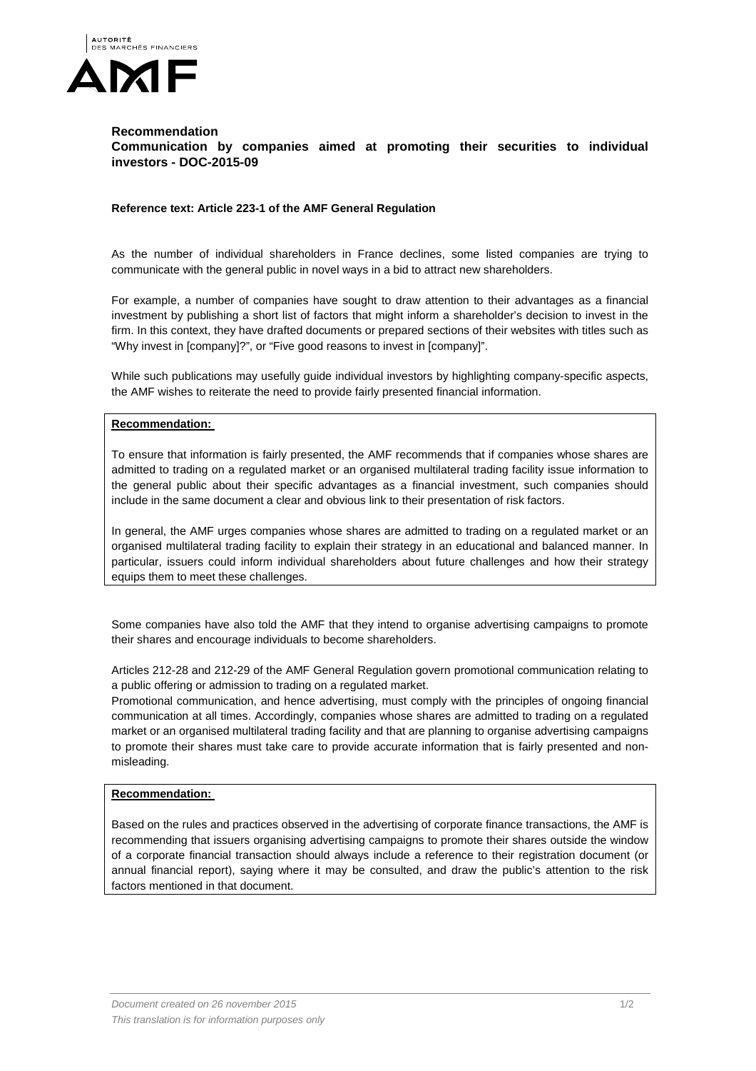AUTORITÉ DES MARCHÉS FINANCIERS

AMF

## Recommendation

## Communication by companies aimed at promoting their securities to individual investors - DOC-2015-09

**Reference text: Article 223-1 of the AMF General Regulation**

As the number of individual shareholders in France declines, some listed companies are trying to communicate with the general public in novel ways in a bid to attract new shareholders.

For example, a number of companies have sought to draw attention to their advantages as a financial investment by publishing a short list of factors that might inform a shareholder's decision to invest in the firm. In this context, they have drafted documents or prepared sections of their websites with titles such as "Why invest in [company]?", or "Five good reasons to invest in [company]".

While such publications may usefully guide individual investors by highlighting company-specific aspects, the AMF wishes to reiterate the need to provide fairly presented financial information.

**Recommendation:**

To ensure that information is fairly presented, the AMF recommends that if companies whose shares are admitted to trading on a regulated market or an organised multilateral trading facility issue information to the general public about their specific advantages as a financial investment, such companies should include in the same document a clear and obvious link to their presentation of risk factors.

In general, the AMF urges companies whose shares are admitted to trading on a regulated market or an organised multilateral trading facility to explain their strategy in an educational and balanced manner. In particular, issuers could inform individual shareholders about future challenges and how their strategy equips them to meet these challenges.

Some companies have also told the AMF that they intend to organise advertising campaigns to promote their shares and encourage individuals to become shareholders.

Articles 212-28 and 212-29 of the AMF General Regulation govern promotional communication relating to a public offering or admission to trading on a regulated market.

Promotional communication, and hence advertising, must comply with the principles of ongoing financial communication at all times. Accordingly, companies whose shares are admitted to trading on a regulated market or an organised multilateral trading facility and that are planning to organise advertising campaigns to promote their shares must take care to provide accurate information that is fairly presented and non-misleading.

**Recommendation:**

Based on the rules and practices observed in the advertising of corporate finance transactions, the AMF is recommending that issuers organising advertising campaigns to promote their shares outside the window of a corporate financial transaction should always include a reference to their registration document (or annual financial report), saying where it may be consulted, and draw the public's attention to the risk factors mentioned in that document.

*Document created on 26 november 2015*

*This translation is for information purposes only*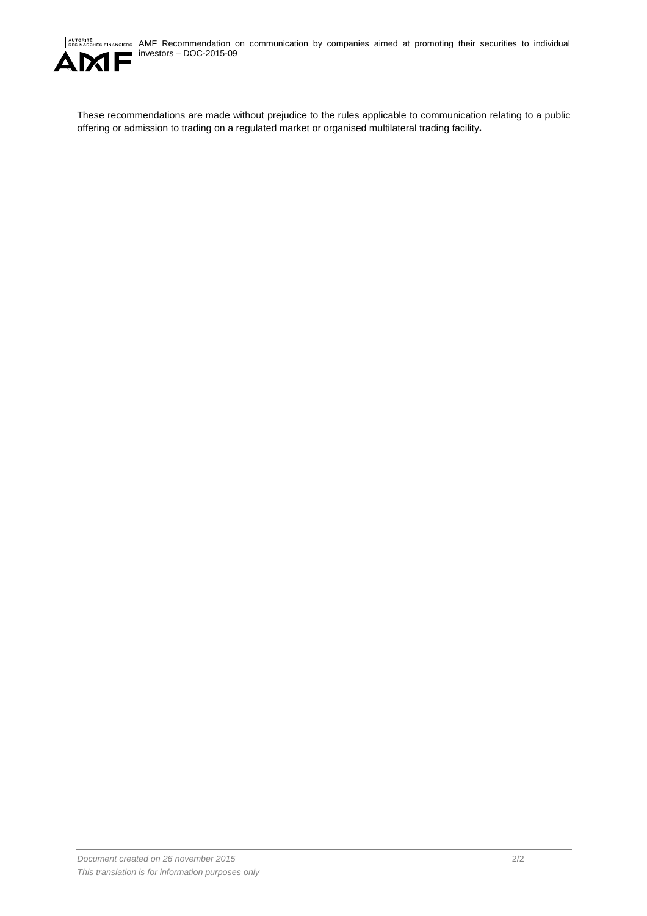These recommendations are made without prejudice to the rules applicable to communication relating to a public offering or admission to trading on a regulated market or organised multilateral trading facility**.**